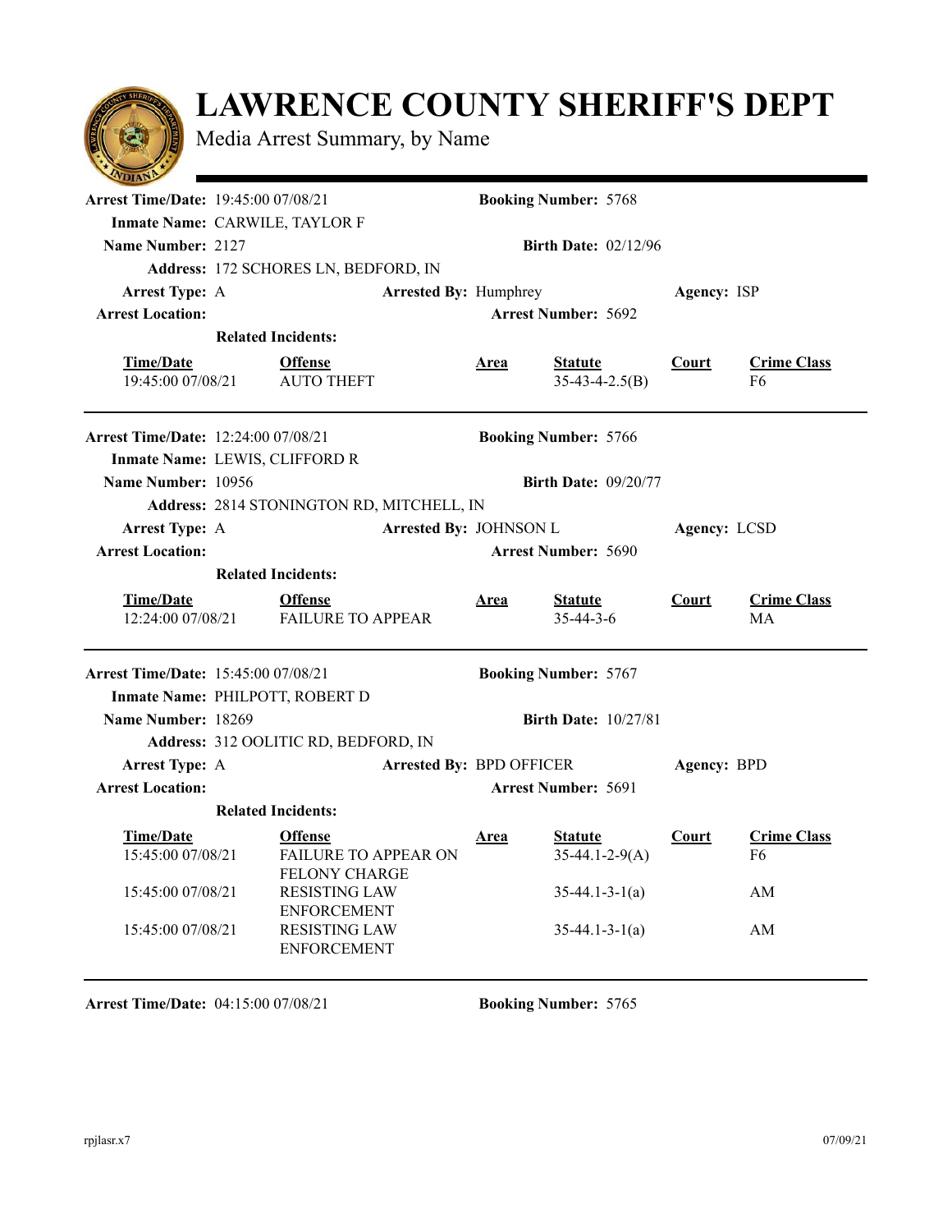# LAWRENCE COUNTY SHERIFF'S DEPT

Media Arrest Summary, by Name

---

**Arrest Time/Date:** 19:45:00 07/08/21 **Booking Number:** 5768

**Inmate Name:** CARWILE, TAYLOR F

**Name Number:** 2127 **Birth Date:** 02/12/96

**Address:** 172 SCHORES LN, BEDFORD, IN

**Arrest Type:** A **Arrested By:** Humphrey **Agency:** ISP

**Arrest Location:** **Arrest Number:** 5692

**Related Incidents:**

| Time/Date | Offense | Area | Statute | Court | Crime Class |
|---|---|---|---|---|---|
| 19:45:00 07/08/21 | AUTO THEFT | | 35-43-4-2.5(B) | | F6 |

---

**Arrest Time/Date:** 12:24:00 07/08/21 **Booking Number:** 5766

**Inmate Name:** LEWIS, CLIFFORD R

**Name Number:** 10956 **Birth Date:** 09/20/77

**Address:** 2814 STONINGTON RD, MITCHELL, IN

**Arrest Type:** A **Arrested By:** JOHNSON L **Agency:** LCSD

**Arrest Location:** **Arrest Number:** 5690

**Related Incidents:**

| Time/Date | Offense | Area | Statute | Court | Crime Class |
|---|---|---|---|---|---|
| 12:24:00 07/08/21 | FAILURE TO APPEAR | | 35-44-3-6 | | MA |

---

**Arrest Time/Date:** 15:45:00 07/08/21 **Booking Number:** 5767

**Inmate Name:** PHILPOTT, ROBERT D

**Name Number:** 18269 **Birth Date:** 10/27/81

**Address:** 312 OOLITIC RD, BEDFORD, IN

**Arrest Type:** A **Arrested By:** BPD OFFICER **Agency:** BPD

**Arrest Location:** **Arrest Number:** 5691

**Related Incidents:**

| Time/Date | Offense | Area | Statute | Court | Crime Class |
|---|---|---|---|---|---|
| 15:45:00 07/08/21 | FAILURE TO APPEAR ON FELONY CHARGE | | 35-44.1-2-9(A) | | F6 |
| 15:45:00 07/08/21 | RESISTING LAW ENFORCEMENT | | 35-44.1-3-1(a) | | AM |
| 15:45:00 07/08/21 | RESISTING LAW ENFORCEMENT | | 35-44.1-3-1(a) | | AM |

---

**Arrest Time/Date:** 04:15:00 07/08/21 **Booking Number:** 5765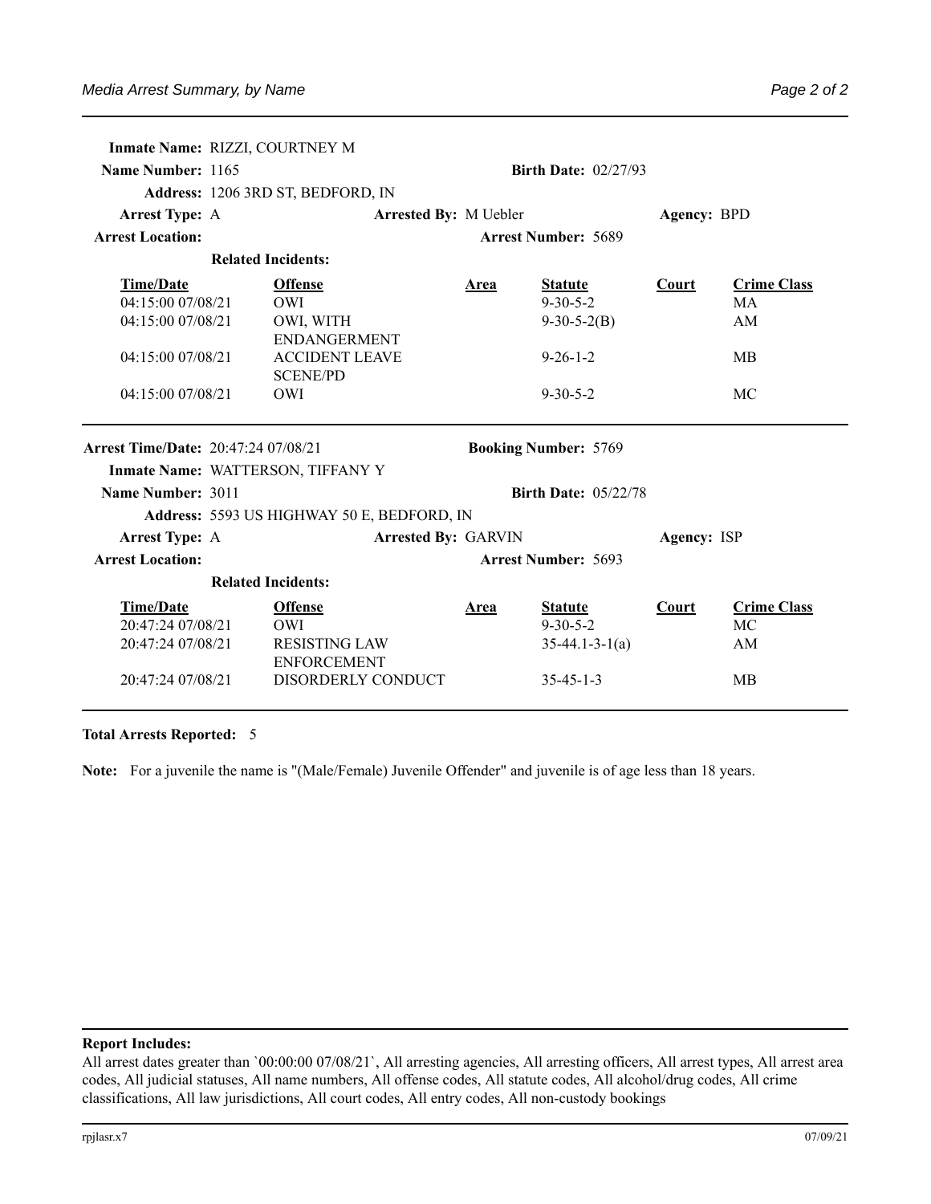**Inmate Name:** RIZZI, COURTNEY M

**Name Number:** 1165 **Birth Date:** 02/27/93

**Address:** 1206 3RD ST, BEDFORD, IN

**Arrest Type:** A **Arrested By:** M Uebler **Agency:** BPD

**Arrest Location:** **Arrest Number:** 5689

**Related Incidents:**

| Time/Date | Offense | Area | Statute | Court | Crime Class |
|---|---|---|---|---|---|
| 04:15:00 07/08/21 | OWI | | 9-30-5-2 | | MA |
| 04:15:00 07/08/21 | OWI, WITH ENDANGERMENT | | 9-30-5-2(B) | | AM |
| 04:15:00 07/08/21 | ACCIDENT LEAVE SCENE/PD | | 9-26-1-2 | | MB |
| 04:15:00 07/08/21 | OWI | | 9-30-5-2 | | MC |

---

**Arrest Time/Date:** 20:47:24 07/08/21 **Booking Number:** 5769

**Inmate Name:** WATTERSON, TIFFANY Y

**Name Number:** 3011 **Birth Date:** 05/22/78

**Address:** 5593 US HIGHWAY 50 E, BEDFORD, IN

**Arrest Type:** A **Arrested By:** GARVIN **Agency:** ISP

**Arrest Location:** **Arrest Number:** 5693

**Related Incidents:**

| Time/Date | Offense | Area | Statute | Court | Crime Class |
|---|---|---|---|---|---|
| 20:47:24 07/08/21 | OWI | | 9-30-5-2 | | MC |
| 20:47:24 07/08/21 | RESISTING LAW ENFORCEMENT | | 35-44.1-3-1(a) | | AM |
| 20:47:24 07/08/21 | DISORDERLY CONDUCT | | 35-45-1-3 | | MB |

---

**Total Arrests Reported:** 5

**Note:** For a juvenile the name is "(Male/Female) Juvenile Offender" and juvenile is of age less than 18 years.

**Report Includes:**

All arrest dates greater than `00:00:00 07/08/21`, All arresting agencies, All arresting officers, All arrest types, All arrest area codes, All judicial statuses, All name numbers, All offense codes, All statute codes, All alcohol/drug codes, All crime classifications, All law jurisdictions, All court codes, All entry codes, All non-custody bookings

rpjlasr.x7 07/09/21